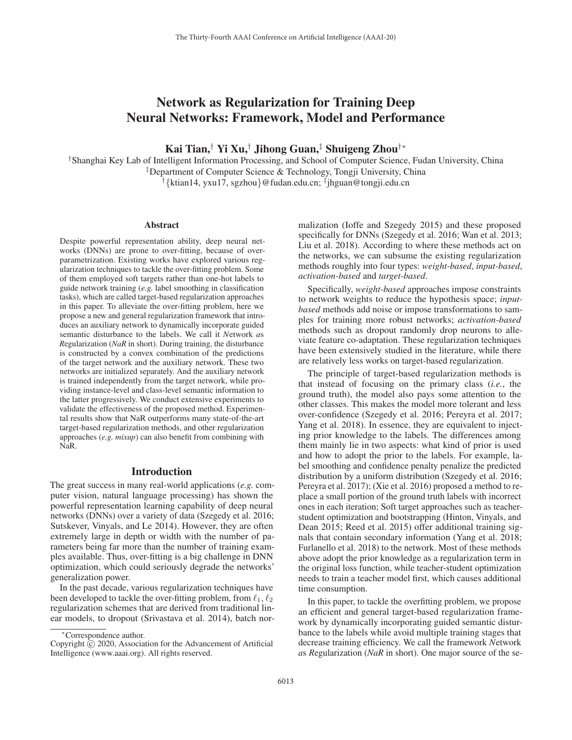# Network as Regularization for Training Deep Neural Networks: Framework, Model and Performance

**Kai Tian,[†] Yi Xu,[†] Jihong Guan,[‡] Shuigeng Zhou[†*]**

[†]Shanghai Key Lab of Intelligent Information Processing, and School of Computer Science, Fudan University, China
[‡]Department of Computer Science & Technology, Tongji University, China
[†]{ktian14, yxu17, sgzhou}@fudan.edu.cn; [‡]jhguan@tongji.edu.cn

## Abstract

Despite powerful representation ability, deep neural networks (DNNs) are prone to over-fitting, because of over-parametrization. Existing works have explored various regularization techniques to tackle the over-fitting problem. Some of them employed soft targets rather than one-hot labels to guide network training (*e.g.* label smoothing in classification tasks), which are called target-based regularization approaches in this paper. To alleviate the over-fitting problem, here we propose a new and general regularization framework that introduces an auxiliary network to dynamically incorporate guided semantic disturbance to the labels. We call it *N*etwork *a*s *R*egularization (*NaR* in short). During training, the disturbance is constructed by a convex combination of the predictions of the target network and the auxiliary network. These two networks are initialized separately. And the auxiliary network is trained independently from the target network, while providing instance-level and class-level semantic information to the latter progressively. We conduct extensive experiments to validate the effectiveness of the proposed method. Experimental results show that NaR outperforms many state-of-the-art target-based regularization methods, and other regularization approaches (*e.g. mixup*) can also benefit from combining with NaR.

## Introduction

The great success in many real-world applications (*e.g.* computer vision, natural language processing) has shown the powerful representation learning capability of deep neural networks (DNNs) over a variety of data (Szegedy et al. 2016; Sutskever, Vinyals, and Le 2014). However, they are often extremely large in depth or width with the number of parameters being far more than the number of training examples available. Thus, over-fitting is a big challenge in DNN optimization, which could seriously degrade the networks' generalization power.

In the past decade, various regularization techniques have been developed to tackle the over-fitting problem, from $\ell_1$, $\ell_2$ regularization schemes that are derived from traditional linear models, to dropout (Srivastava et al. 2014), batch normalization (Ioffe and Szegedy 2015) and these proposed specifically for DNNs (Szegedy et al. 2016; Wan et al. 2013; Liu et al. 2018). According to where these methods act on the networks, we can subsume the existing regularization methods roughly into four types: *weight-based*, *input-based*, *activation-based* and *target-based*.

Specifically, *weight-based* approaches impose constraints to network weights to reduce the hypothesis space; *input-based* methods add noise or impose transformations to samples for training more robust networks; *activation-based* methods such as dropout randomly drop neurons to alleviate feature co-adaptation. These regularization techniques have been extensively studied in the literature, while there are relatively less works on target-based regularization.

The principle of target-based regularization methods is that instead of focusing on the primary class (*i.e.*, the ground truth), the model also pays some attention to the other classes. This makes the model more tolerant and less over-confidence (Szegedy et al. 2016; Pereyra et al. 2017; Yang et al. 2018). In essence, they are equivalent to injecting prior knowledge to the labels. The differences among them mainly lie in two aspects: what kind of prior is used and how to adopt the prior to the labels. For example, label smoothing and confidence penalty penalize the predicted distribution by a uniform distribution (Szegedy et al. 2016; Pereyra et al. 2017); (Xie et al. 2016) proposed a method to replace a small portion of the ground truth labels with incorrect ones in each iteration; Soft target approaches such as teacher-student optimization and bootstrapping (Hinton, Vinyals, and Dean 2015; Reed et al. 2015) offer additional training signals that contain secondary information (Yang et al. 2018; Furlanello et al. 2018) to the network. Most of these methods above adopt the prior knowledge as a regularization term in the original loss function, while teacher-student optimization needs to train a teacher model first, which causes additional time consumption.

In this paper, to tackle the overfitting problem, we propose an efficient and general target-based regularization framework by dynamically incorporating guided semantic disturbance to the labels while avoid multiple training stages that decrease training efficiency. We call the framework *N*etwork *a*s *R*egularization (*NaR* in short). One major source of the se-

*Correspondence author.
Copyright © 2020, Association for the Advancement of Artificial Intelligence (www.aaai.org). All rights reserved.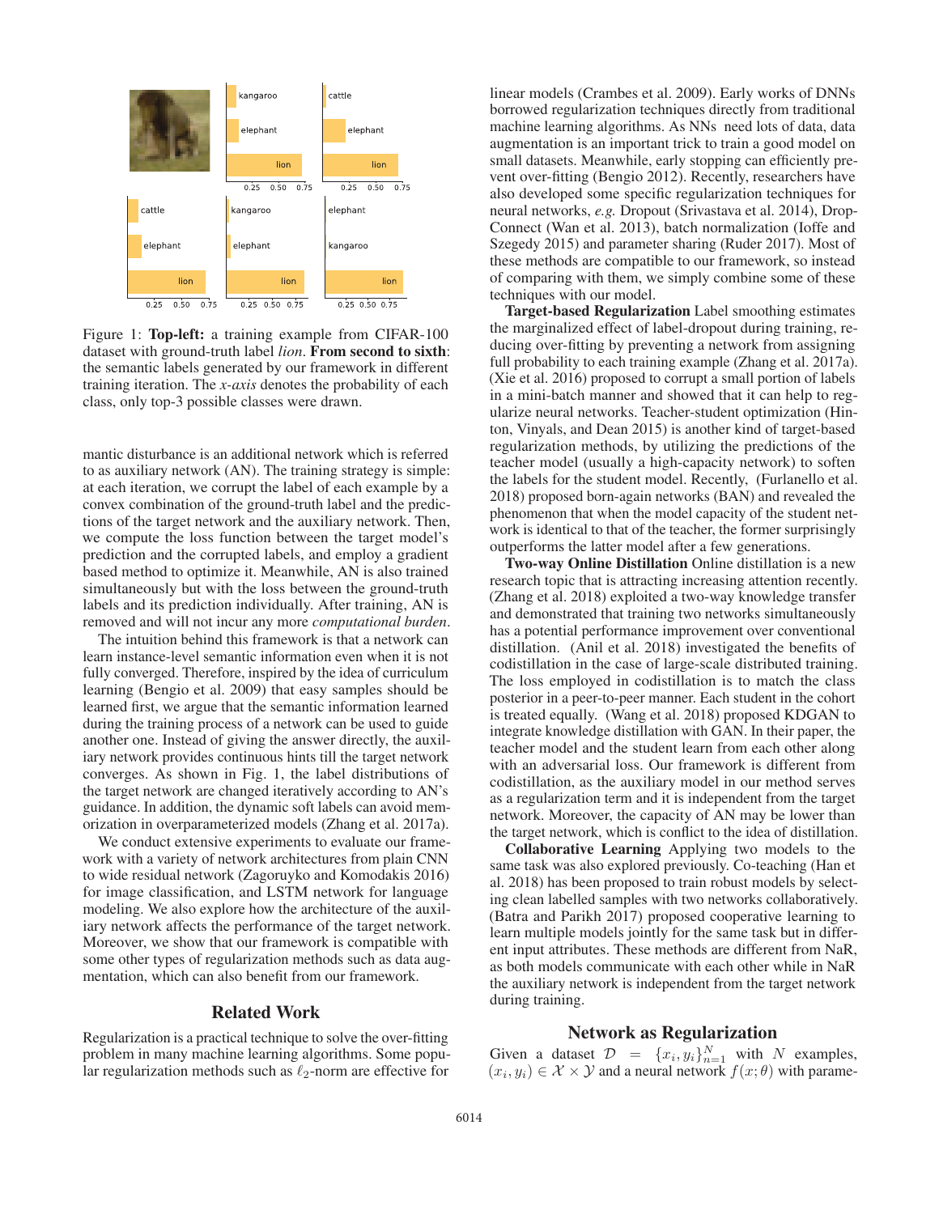Figure 1: **Top-left:** a training example from CIFAR-100 dataset with ground-truth label *lion*. **From second to sixth**: the semantic labels generated by our framework in different training iteration. The *x-axis* denotes the probability of each class, only top-3 possible classes were drawn.

mantic disturbance is an additional network which is referred to as auxiliary network (AN). The training strategy is simple: at each iteration, we corrupt the label of each example by a convex combination of the ground-truth label and the predictions of the target network and the auxiliary network. Then, we compute the loss function between the target model's prediction and the corrupted labels, and employ a gradient based method to optimize it. Meanwhile, AN is also trained simultaneously but with the loss between the ground-truth labels and its prediction individually. After training, AN is removed and will not incur any more *computational burden*.

The intuition behind this framework is that a network can learn instance-level semantic information even when it is not fully converged. Therefore, inspired by the idea of curriculum learning (Bengio et al. 2009) that easy samples should be learned first, we argue that the semantic information learned during the training process of a network can be used to guide another one. Instead of giving the answer directly, the auxiliary network provides continuous hints till the target network converges. As shown in Fig. 1, the label distributions of the target network are changed iteratively according to AN's guidance. In addition, the dynamic soft labels can avoid memorization in overparameterized models (Zhang et al. 2017a).

We conduct extensive experiments to evaluate our framework with a variety of network architectures from plain CNN to wide residual network (Zagoruyko and Komodakis 2016) for image classification, and LSTM network for language modeling. We also explore how the architecture of the auxiliary network affects the performance of the target network. Moreover, we show that our framework is compatible with some other types of regularization methods such as data augmentation, which can also benefit from our framework.

## Related Work

Regularization is a practical technique to solve the over-fitting problem in many machine learning algorithms. Some popular regularization methods such as $\ell_2$-norm are effective for linear models (Crambes et al. 2009). Early works of DNNs borrowed regularization techniques directly from traditional machine learning algorithms. As NNs need lots of data, data augmentation is an important trick to train a good model on small datasets. Meanwhile, early stopping can efficiently prevent over-fitting (Bengio 2012). Recently, researchers have also developed some specific regularization techniques for neural networks, *e.g.* Dropout (Srivastava et al. 2014), DropConnect (Wan et al. 2013), batch normalization (Ioffe and Szegedy 2015) and parameter sharing (Ruder 2017). Most of these methods are compatible to our framework, so instead of comparing with them, we simply combine some of these techniques with our model.

**Target-based Regularization** Label smoothing estimates the marginalized effect of label-dropout during training, reducing over-fitting by preventing a network from assigning full probability to each training example (Zhang et al. 2017a). (Xie et al. 2016) proposed to corrupt a small portion of labels in a mini-batch manner and showed that it can help to regularize neural networks. Teacher-student optimization (Hinton, Vinyals, and Dean 2015) is another kind of target-based regularization methods, by utilizing the predictions of the teacher model (usually a high-capacity network) to soften the labels for the student model. Recently, (Furlanello et al. 2018) proposed born-again networks (BAN) and revealed the phenomenon that when the model capacity of the student network is identical to that of the teacher, the former surprisingly outperforms the latter model after a few generations.

**Two-way Online Distillation** Online distillation is a new research topic that is attracting increasing attention recently. (Zhang et al. 2018) exploited a two-way knowledge transfer and demonstrated that training two networks simultaneously has a potential performance improvement over conventional distillation. (Anil et al. 2018) investigated the benefits of codistillation in the case of large-scale distributed training. The loss employed in codistillation is to match the class posterior in a peer-to-peer manner. Each student in the cohort is treated equally. (Wang et al. 2018) proposed KDGAN to integrate knowledge distillation with GAN. In their paper, the teacher model and the student learn from each other along with an adversarial loss. Our framework is different from codistillation, as the auxiliary model in our method serves as a regularization term and it is independent from the target network. Moreover, the capacity of AN may be lower than the target network, which is conflict to the idea of distillation.

**Collaborative Learning** Applying two models to the same task was also explored previously. Co-teaching (Han et al. 2018) has been proposed to train robust models by selecting clean labelled samples with two networks collaboratively. (Batra and Parikh 2017) proposed cooperative learning to learn multiple models jointly for the same task but in different input attributes. These methods are different from NaR, as both models communicate with each other while in NaR the auxiliary network is independent from the target network during training.

## Network as Regularization

Given a dataset $\mathcal{D} = \{x_i, y_i\}_{n=1}^N$ with $N$ examples, $(x_i, y_i) \in \mathcal{X} \times \mathcal{Y}$ and a neural network $f(x; \theta)$ with parame-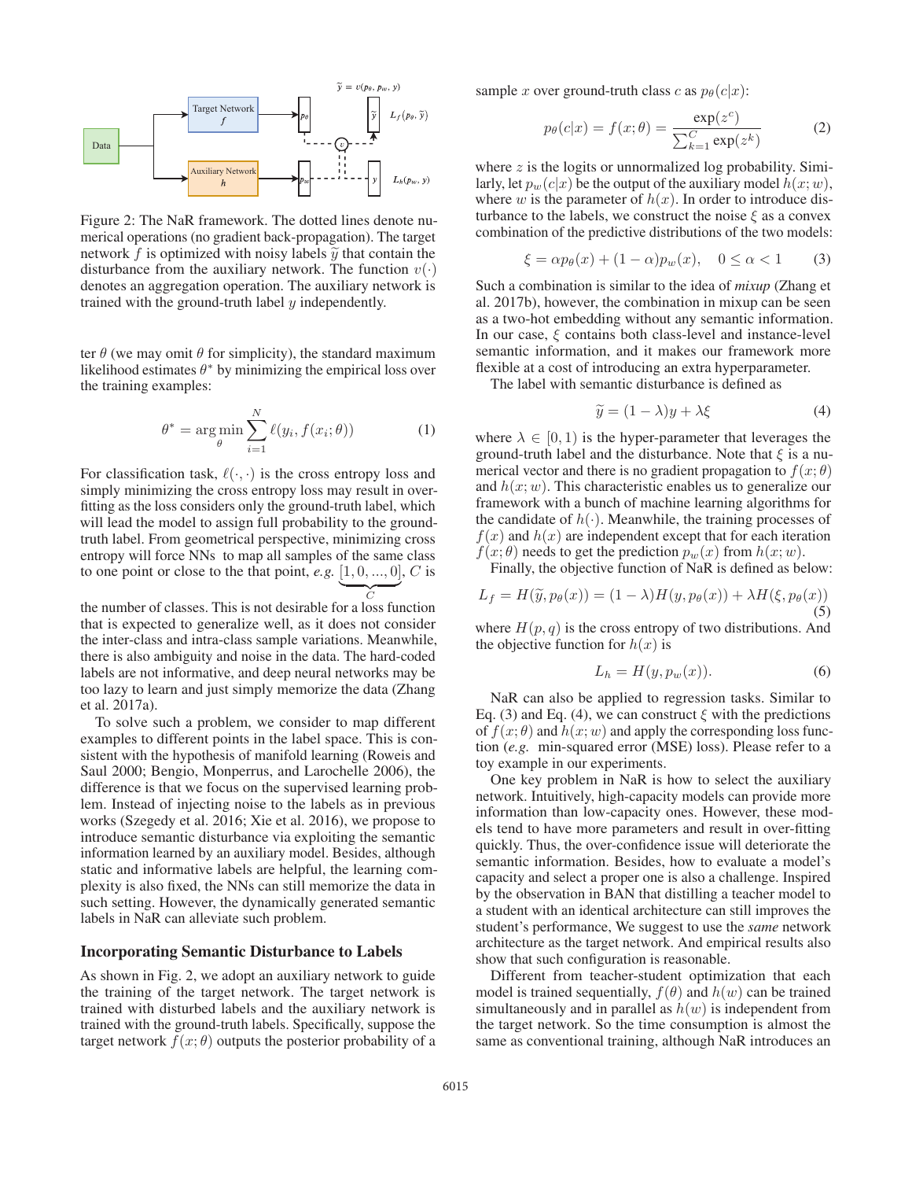Figure 2: The NaR framework. The dotted lines denote numerical operations (no gradient back-propagation). The target network $f$ is optimized with noisy labels $\widetilde{y}$ that contain the disturbance from the auxiliary network. The function $v(\cdot)$ denotes an aggregation operation. The auxiliary network is trained with the ground-truth label $y$ independently.

ter $\theta$ (we may omit $\theta$ for simplicity), the standard maximum likelihood estimates $\theta^*$ by minimizing the empirical loss over the training examples:

$$\theta^* = \arg\min_{\theta} \sum_{i=1}^{N} \ell(y_i, f(x_i; \theta)) \tag{1}$$

For classification task, $\ell(\cdot, \cdot)$ is the cross entropy loss and simply minimizing the cross entropy loss may result in overfitting as the loss considers only the ground-truth label, which will lead the model to assign full probability to the ground-truth label. From geometrical perspective, minimizing cross entropy will force NNs to map all samples of the same class to one point or close to the that point, *e.g.* $\underbrace{[1, 0, ..., 0]}_{C}$, $C$ is the number of classes. This is not desirable for a loss function that is expected to generalize well, as it does not consider the inter-class and intra-class sample variations. Meanwhile, there is also ambiguity and noise in the data. The hard-coded labels are not informative, and deep neural networks may be too lazy to learn and just simply memorize the data (Zhang et al. 2017a).

To solve such a problem, we consider to map different examples to different points in the label space. This is consistent with the hypothesis of manifold learning (Roweis and Saul 2000; Bengio, Monperrus, and Larochelle 2006), the difference is that we focus on the supervised learning problem. Instead of injecting noise to the labels as in previous works (Szegedy et al. 2016; Xie et al. 2016), we propose to introduce semantic disturbance via exploiting the semantic information learned by an auxiliary model. Besides, although static and informative labels are helpful, the learning complexity is also fixed, the NNs can still memorize the data in such setting. However, the dynamically generated semantic labels in NaR can alleviate such problem.

## Incorporating Semantic Disturbance to Labels

As shown in Fig. 2, we adopt an auxiliary network to guide the training of the target network. The target network is trained with disturbed labels and the auxiliary network is trained with the ground-truth labels. Specifically, suppose the target network $f(x; \theta)$ outputs the posterior probability of a sample $x$ over ground-truth class $c$ as $p_\theta(c|x)$:

$$p_\theta(c|x) = f(x; \theta) = \frac{\exp(z^c)}{\sum_{k=1}^{C} \exp(z^k)} \tag{2}$$

where $z$ is the logits or unnormalized log probability. Similarly, let $p_w(c|x)$ be the output of the auxiliary model $h(x; w)$, where $w$ is the parameter of $h(x)$. In order to introduce disturbance to the labels, we construct the noise $\xi$ as a convex combination of the predictive distributions of the two models:

$$\xi = \alpha p_\theta(x) + (1 - \alpha) p_w(x), \quad 0 \le \alpha < 1 \tag{3}$$

Such a combination is similar to the idea of *mixup* (Zhang et al. 2017b), however, the combination in mixup can be seen as a two-hot embedding without any semantic information. In our case, $\xi$ contains both class-level and instance-level semantic information, and it makes our framework more flexible at a cost of introducing an extra hyperparameter.

The label with semantic disturbance is defined as

$$\widetilde{y} = (1 - \lambda) y + \lambda \xi \tag{4}$$

where $\lambda \in [0, 1)$ is the hyper-parameter that leverages the ground-truth label and the disturbance. Note that $\xi$ is a numerical vector and there is no gradient propagation to $f(x; \theta)$ and $h(x; w)$. This characteristic enables us to generalize our framework with a bunch of machine learning algorithms for the candidate of $h(\cdot)$. Meanwhile, the training processes of $f(x)$ and $h(x)$ are independent except that for each iteration $f(x; \theta)$ needs to get the prediction $p_w(x)$ from $h(x; w)$.

Finally, the objective function of NaR is defined as below:

$$L_f = H(\widetilde{y}, p_\theta(x)) = (1 - \lambda) H(y, p_\theta(x)) + \lambda H(\xi, p_\theta(x)) \tag{5}$$

where $H(p, q)$ is the cross entropy of two distributions. And the objective function for $h(x)$ is

$$L_h = H(y, p_w(x)). \tag{6}$$

NaR can also be applied to regression tasks. Similar to Eq. (3) and Eq. (4), we can construct $\xi$ with the predictions of $f(x; \theta)$ and $h(x; w)$ and apply the corresponding loss function (*e.g.* min-squared error (MSE) loss). Please refer to a toy example in our experiments.

One key problem in NaR is how to select the auxiliary network. Intuitively, high-capacity models can provide more information than low-capacity ones. However, these models tend to have more parameters and result in over-fitting quickly. Thus, the over-confidence issue will deteriorate the semantic information. Besides, how to evaluate a model's capacity and select a proper one is also a challenge. Inspired by the observation in BAN that distilling a teacher model to a student with an identical architecture can still improves the student's performance, We suggest to use the *same* network architecture as the target network. And empirical results also show that such configuration is reasonable.

Different from teacher-student optimization that each model is trained sequentially, $f(\theta)$ and $h(w)$ can be trained simultaneously and in parallel as $h(w)$ is independent from the target network. So the time consumption is almost the same as conventional training, although NaR introduces an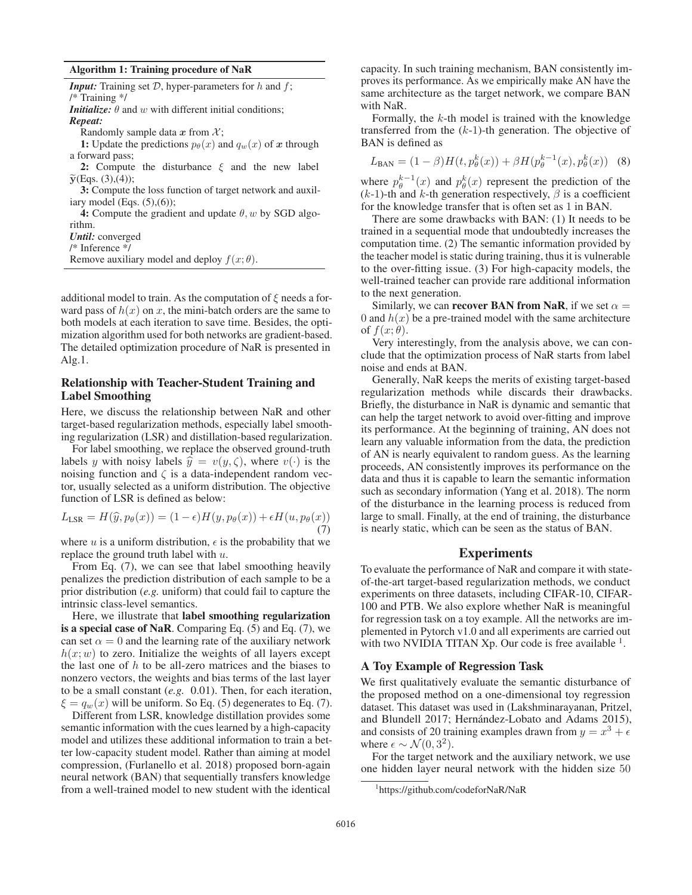**Algorithm 1: Training procedure of NaR**

***Input:*** Training set $\mathcal{D}$, hyper-parameters for $h$ and $f$;
/* Training */
***Initialize:*** $\theta$ and $w$ with different initial conditions;
***Repeat:***
Randomly sample data $\boldsymbol{x}$ from $\mathcal{X}$;
**1:** Update the predictions $p_\theta(x)$ and $q_w(x)$ of $\boldsymbol{x}$ through a forward pass;
**2:** Compute the disturbance $\xi$ and the new label $\widetilde{\mathbf{y}}$(Eqs. (3),(4));
**3:** Compute the loss function of target network and auxiliary model (Eqs. (5),(6));
**4:** Compute the gradient and update $\theta, w$ by SGD algorithm.
***Until:*** converged
/* Inference */
Remove auxiliary model and deploy $f(x;\theta)$.

additional model to train. As the computation of $\xi$ needs a forward pass of $h(x)$ on $x$, the mini-batch orders are the same to both models at each iteration to save time. Besides, the optimization algorithm used for both networks are gradient-based. The detailed optimization procedure of NaR is presented in Alg.1.

## Relationship with Teacher-Student Training and Label Smoothing

Here, we discuss the relationship between NaR and other target-based regularization methods, especially label smoothing regularization (LSR) and distillation-based regularization.

For label smoothing, we replace the observed ground-truth labels $y$ with noisy labels $\widehat{y} = v(y, \zeta)$, where $v(\cdot)$ is the noising function and $\zeta$ is a data-independent random vector, usually selected as a uniform distribution. The objective function of LSR is defined as below:

$$L_{\text{LSR}} = H(\widehat{y}, p_\theta(x)) = (1-\epsilon)H(y, p_\theta(x)) + \epsilon H(u, p_\theta(x)) \tag{7}$$

where $u$ is a uniform distribution, $\epsilon$ is the probability that we replace the ground truth label with $u$.

From Eq. (7), we can see that label smoothing heavily penalizes the prediction distribution of each sample to be a prior distribution (*e.g.* uniform) that could fail to capture the intrinsic class-level semantics.

Here, we illustrate that **label smoothing regularization is a special case of NaR**. Comparing Eq. (5) and Eq. (7), we can set $\alpha = 0$ and the learning rate of the auxiliary network $h(x; w)$ to zero. Initialize the weights of all layers except the last one of $h$ to be all-zero matrices and the biases to nonzero vectors, the weights and bias terms of the last layer to be a small constant (*e.g.* 0.01). Then, for each iteration, $\xi = q_w(x)$ will be uniform. So Eq. (5) degenerates to Eq. (7).

Different from LSR, knowledge distillation provides some semantic information with the cues learned by a high-capacity model and utilizes these additional information to train a better low-capacity student model. Rather than aiming at model compression, (Furlanello et al. 2018) proposed born-again neural network (BAN) that sequentially transfers knowledge from a well-trained model to new student with the identical capacity. In such training mechanism, BAN consistently improves its performance. As we empirically make AN have the same architecture as the target network, we compare BAN with NaR.

Formally, the $k$-th model is trained with the knowledge transferred from the ($k$-1)-th generation. The objective of BAN is defined as

$$L_{\text{BAN}} = (1-\beta)H(t, p_\theta^k(x)) + \beta H(p_\theta^{k-1}(x), p_\theta^k(x)) \tag{8}$$

where $p_\theta^{k-1}(x)$ and $p_\theta^k(x)$ represent the prediction of the ($k$-1)-th and $k$-th generation respectively, $\beta$ is a coefficient for the knowledge transfer that is often set as 1 in BAN.

There are some drawbacks with BAN: (1) It needs to be trained in a sequential mode that undoubtedly increases the computation time. (2) The semantic information provided by the teacher model is static during training, thus it is vulnerable to the over-fitting issue. (3) For high-capacity models, the well-trained teacher can provide rare additional information to the next generation.

Similarly, we can **recover BAN from NaR**, if we set $\alpha = 0$ and $h(x)$ be a pre-trained model with the same architecture of $f(x;\theta)$.

Very interestingly, from the analysis above, we can conclude that the optimization process of NaR starts from label noise and ends at BAN.

Generally, NaR keeps the merits of existing target-based regularization methods while discards their drawbacks. Briefly, the disturbance in NaR is dynamic and semantic that can help the target network to avoid over-fitting and improve its performance. At the beginning of training, AN does not learn any valuable information from the data, the prediction of AN is nearly equivalent to random guess. As the learning proceeds, AN consistently improves its performance on the data and thus it is capable to learn the semantic information such as secondary information (Yang et al. 2018). The norm of the disturbance in the learning process is reduced from large to small. Finally, at the end of training, the disturbance is nearly static, which can be seen as the status of BAN.

# Experiments

To evaluate the performance of NaR and compare it with state-of-the-art target-based regularization methods, we conduct experiments on three datasets, including CIFAR-10, CIFAR-100 and PTB. We also explore whether NaR is meaningful for regression task on a toy example. All the networks are implemented in Pytorch v1.0 and all experiments are carried out with two NVIDIA TITAN Xp. Our code is free available [1].

## A Toy Example of Regression Task

We first qualitatively evaluate the semantic disturbance of the proposed method on a one-dimensional toy regression dataset. This dataset was used in (Lakshminarayanan, Pritzel, and Blundell 2017; Hernández-Lobato and Adams 2015), and consists of 20 training examples drawn from $y = x^3 + \epsilon$ where $\epsilon \sim \mathcal{N}(0, 3^2)$.

For the target network and the auxiliary network, we use one hidden layer neural network with the hidden size 50

[1] https://github.com/codeforNaR/NaR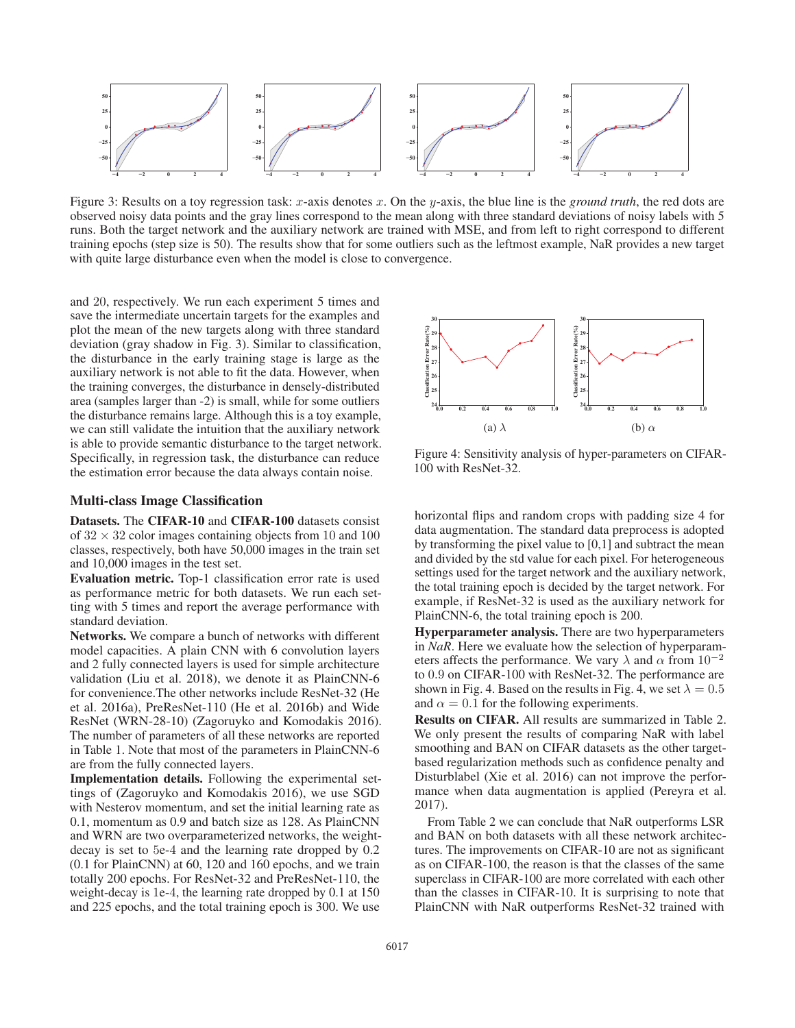Figure 3: Results on a toy regression task: $x$-axis denotes $x$. On the $y$-axis, the blue line is the *ground truth*, the red dots are observed noisy data points and the gray lines correspond to the mean along with three standard deviations of noisy labels with 5 runs. Both the target network and the auxiliary network are trained with MSE, and from left to right correspond to different training epochs (step size is 50). The results show that for some outliers such as the leftmost example, NaR provides a new target with quite large disturbance even when the model is close to convergence.

and 20, respectively. We run each experiment 5 times and save the intermediate uncertain targets for the examples and plot the mean of the new targets along with three standard deviation (gray shadow in Fig. 3). Similar to classification, the disturbance in the early training stage is large as the auxiliary network is not able to fit the data. However, when the training converges, the disturbance in densely-distributed area (samples larger than -2) is small, while for some outliers the disturbance remains large. Although this is a toy example, we can still validate the intuition that the auxiliary network is able to provide semantic disturbance to the target network. Specifically, in regression task, the disturbance can reduce the estimation error because the data always contain noise.

## Multi-class Image Classification

**Datasets.** The **CIFAR-10** and **CIFAR-100** datasets consist of $32 \times 32$ color images containing objects from 10 and 100 classes, respectively, both have 50,000 images in the train set and 10,000 images in the test set.

**Evaluation metric.** Top-1 classification error rate is used as performance metric for both datasets. We run each setting with 5 times and report the average performance with standard deviation.

**Networks.** We compare a bunch of networks with different model capacities. A plain CNN with 6 convolution layers and 2 fully connected layers is used for simple architecture validation (Liu et al. 2018), we denote it as PlainCNN-6 for convenience.The other networks include ResNet-32 (He et al. 2016a), PreResNet-110 (He et al. 2016b) and Wide ResNet (WRN-28-10) (Zagoruyko and Komodakis 2016). The number of parameters of all these networks are reported in Table 1. Note that most of the parameters in PlainCNN-6 are from the fully connected layers.

**Implementation details.** Following the experimental settings of (Zagoruyko and Komodakis 2016), we use SGD with Nesterov momentum, and set the initial learning rate as 0.1, momentum as 0.9 and batch size as 128. As PlainCNN and WRN are two overparameterized networks, the weight-decay is set to 5e-4 and the learning rate dropped by 0.2 (0.1 for PlainCNN) at 60, 120 and 160 epochs, and we train totally 200 epochs. For ResNet-32 and PreResNet-110, the weight-decay is 1e-4, the learning rate dropped by 0.1 at 150 and 225 epochs, and the total training epoch is 300. We use horizontal flips and random crops with padding size 4 for data augmentation. The standard data preprocess is adopted by transforming the pixel value to [0,1] and subtract the mean and divided by the std value for each pixel. For heterogeneous settings used for the target network and the auxiliary network, the total training epoch is decided by the target network. For example, if ResNet-32 is used as the auxiliary network for PlainCNN-6, the total training epoch is 200.

Figure 4: Sensitivity analysis of hyper-parameters on CIFAR-100 with ResNet-32. (a) $\lambda$ (b) $\alpha$

**Hyperparameter analysis.** There are two hyperparameters in *NaR*. Here we evaluate how the selection of hyperparameters affects the performance. We vary $\lambda$ and $\alpha$ from $10^{-2}$ to 0.9 on CIFAR-100 with ResNet-32. The performance are shown in Fig. 4. Based on the results in Fig. 4, we set $\lambda = 0.5$ and $\alpha = 0.1$ for the following experiments.

**Results on CIFAR.** All results are summarized in Table 2. We only present the results of comparing NaR with label smoothing and BAN on CIFAR datasets as the other target-based regularization methods such as confidence penalty and Disturblabel (Xie et al. 2016) can not improve the performance when data augmentation is applied (Pereyra et al. 2017).

From Table 2 we can conclude that NaR outperforms LSR and BAN on both datasets with all these network architectures. The improvements on CIFAR-10 are not as significant as on CIFAR-100, the reason is that the classes of the same superclass in CIFAR-100 are more correlated with each other than the classes in CIFAR-10. It is surprising to note that PlainCNN with NaR outperforms ResNet-32 trained with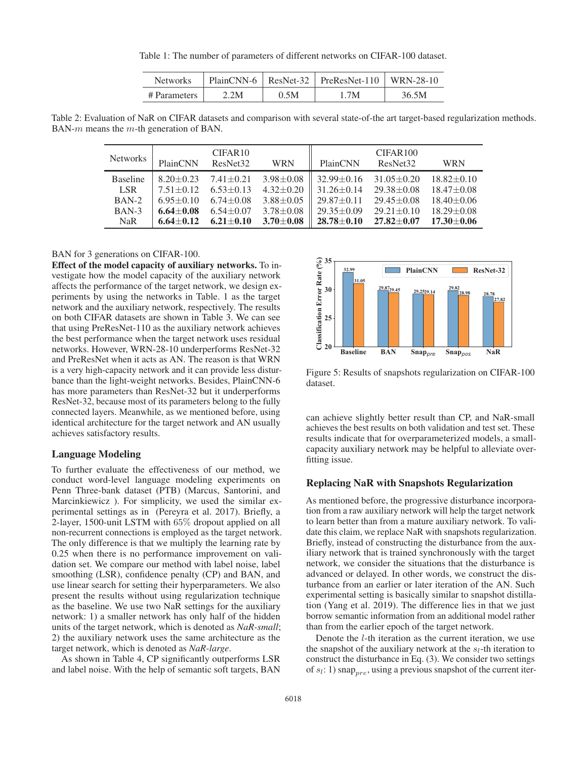Table 1: The number of parameters of different networks on CIFAR-100 dataset.

| Networks | PlainCNN-6 | ResNet-32 | PreResNet-110 | WRN-28-10 |
|---|---|---|---|---|
| # Parameters | 2.2M | 0.5M | 1.7M | 36.5M |

Table 2: Evaluation of NaR on CIFAR datasets and comparison with several state-of-the art target-based regularization methods. BAN-$m$ means the $m$-th generation of BAN.

| Networks | CIFAR10 | | | CIFAR100 | | |
|---|---|---|---|---|---|---|
| | PlainCNN | ResNet32 | WRN | PlainCNN | ResNet32 | WRN |
| Baseline | 8.20±0.23 | 7.41±0.21 | 3.98±0.08 | 32.99±0.16 | 31.05±0.20 | 18.82±0.10 |
| LSR | 7.51±0.12 | 6.53±0.13 | 4.32±0.20 | 31.26±0.14 | 29.38±0.08 | 18.47±0.08 |
| BAN-2 | 6.95±0.10 | 6.74±0.08 | 3.88±0.05 | 29.87±0.11 | 29.45±0.08 | 18.40±0.06 |
| BAN-3 | **6.64±0.08** | 6.54±0.07 | 3.78±0.08 | 29.35±0.09 | 29.21±0.10 | 18.29±0.08 |
| NaR | **6.64±0.12** | **6.21±0.10** | **3.70±0.08** | **28.78±0.10** | **27.82±0.07** | **17.30±0.06** |

BAN for 3 generations on CIFAR-100.

**Effect of the model capacity of auxiliary networks.** To investigate how the model capacity of the auxiliary network affects the performance of the target network, we design experiments by using the networks in Table. 1 as the target network and the auxiliary network, respectively. The results on both CIFAR datasets are shown in Table 3. We can see that using PreResNet-110 as the auxiliary network achieves the best performance when the target network uses residual networks. However, WRN-28-10 underperforms ResNet-32 and PreResNet when it acts as AN. The reason is that WRN is a very high-capacity network and it can provide less disturbance than the light-weight networks. Besides, PlainCNN-6 has more parameters than ResNet-32 but it underperforms ResNet-32, because most of its parameters belong to the fully connected layers. Meanwhile, as we mentioned before, using identical architecture for the target network and AN usually achieves satisfactory results.

## Language Modeling

To further evaluate the effectiveness of our method, we conduct word-level language modeling experiments on Penn Three-bank dataset (PTB) (Marcus, Santorini, and Marcinkiewicz ). For simplicity, we used the similar experimental settings as in (Pereyra et al. 2017). Briefly, a 2-layer, 1500-unit LSTM with 65% dropout applied on all non-recurrent connections is employed as the target network. The only difference is that we multiply the learning rate by 0.25 when there is no performance improvement on validation set. We compare our method with label noise, label smoothing (LSR), confidence penalty (CP) and BAN, and use linear search for setting their hyperparameters. We also present the results without using regularization technique as the baseline. We use two NaR settings for the auxiliary network: 1) a smaller network has only half of the hidden units of the target network, which is denoted as *NaR-small*; 2) the auxiliary network uses the same architecture as the target network, which is denoted as *NaR-large*.

As shown in Table 4, CP significantly outperforms LSR and label noise. With the help of semantic soft targets, BAN can achieve slightly better result than CP, and NaR-small achieves the best results on both validation and test set. These results indicate that for overparameterized models, a small-capacity auxiliary network may be helpful to alleviate overfitting issue.

| | Baseline | BAN | Snap$_{pre}$ | Snap$_{pos}$ | NaR |
|---|---|---|---|---|---|
| PlainCNN | 32.99 | 29.87 | 29.25 | 29.82 | 28.78 |
| ResNet-32 | 31.05 | 29.45 | 29.14 | 28.98 | 27.82 |

Figure 5: Results of snapshots regularization on CIFAR-100 dataset.

## Replacing NaR with Snapshots Regularization

As mentioned before, the progressive disturbance incorporation from a raw auxiliary network will help the target network to learn better than from a mature auxiliary network. To validate this claim, we replace NaR with snapshots regularization. Briefly, instead of constructing the disturbance from the auxiliary network that is trained synchronously with the target network, we consider the situations that the disturbance is advanced or delayed. In other words, we construct the disturbance from an earlier or later iteration of the AN. Such experimental setting is basically similar to snapshot distillation (Yang et al. 2019). The difference lies in that we just borrow semantic information from an additional model rather than from the earlier epoch of the target network.

Denote the $l$-th iteration as the current iteration, we use the snapshot of the auxiliary network at the $s_l$-th iteration to construct the disturbance in Eq. (3). We consider two settings of $s_l$: 1) snap$_{pre}$, using a previous snapshot of the current iter-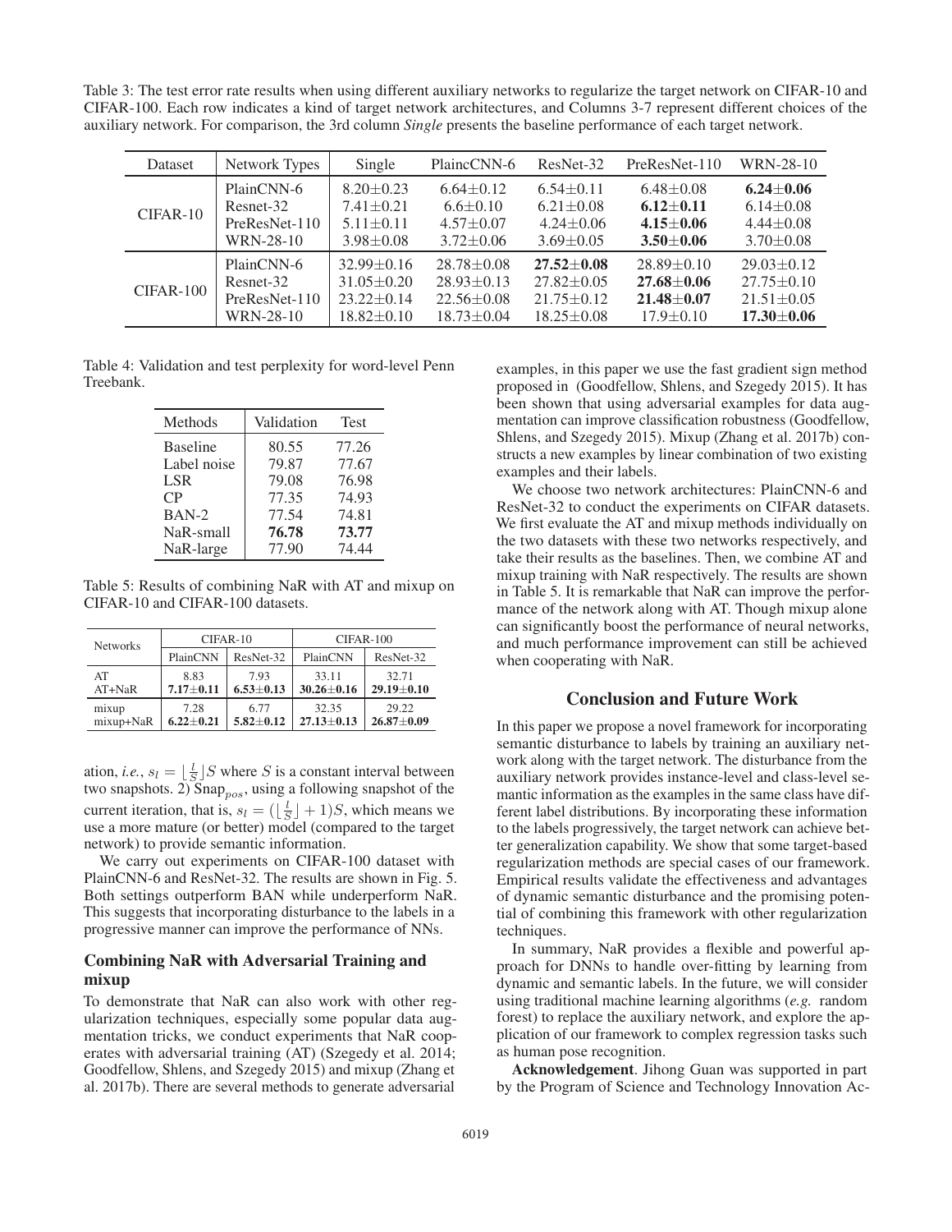Table 3: The test error rate results when using different auxiliary networks to regularize the target network on CIFAR-10 and CIFAR-100. Each row indicates a kind of target network architectures, and Columns 3-7 represent different choices of the auxiliary network. For comparison, the 3rd column *Single* presents the baseline performance of each target network.

| Dataset | Network Types | Single | PlaincCNN-6 | ResNet-32 | PreResNet-110 | WRN-28-10 |
|---|---|---|---|---|---|---|
| CIFAR-10 | PlainCNN-6 | 8.20±0.23 | 6.64±0.12 | 6.54±0.11 | 6.48±0.08 | **6.24±0.06** |
| | Resnet-32 | 7.41±0.21 | 6.6±0.10 | 6.21±0.08 | **6.12±0.11** | 6.14±0.08 |
| | PreResNet-110 | 5.11±0.11 | 4.57±0.07 | 4.24±0.06 | **4.15±0.06** | 4.44±0.08 |
| | WRN-28-10 | 3.98±0.08 | 3.72±0.06 | 3.69±0.05 | **3.50±0.06** | 3.70±0.08 |
| CIFAR-100 | PlainCNN-6 | 32.99±0.16 | 28.78±0.08 | **27.52±0.08** | 28.89±0.10 | 29.03±0.12 |
| | Resnet-32 | 31.05±0.20 | 28.93±0.13 | 27.82±0.05 | **27.68±0.06** | 27.75±0.10 |
| | PreResNet-110 | 23.22±0.14 | 22.56±0.08 | 21.75±0.12 | **21.48±0.07** | 21.51±0.05 |
| | WRN-28-10 | 18.82±0.10 | 18.73±0.04 | 18.25±0.08 | 17.9±0.10 | **17.30±0.06** |

Table 4: Validation and test perplexity for word-level Penn Treebank.

| Methods | Validation | Test |
|---|---|---|
| Baseline | 80.55 | 77.26 |
| Label noise | 79.87 | 77.67 |
| LSR | 79.08 | 76.98 |
| CP | 77.35 | 74.93 |
| BAN-2 | 77.54 | 74.81 |
| NaR-small | **76.78** | **73.77** |
| NaR-large | 77.90 | 74.44 |

Table 5: Results of combining NaR with AT and mixup on CIFAR-10 and CIFAR-100 datasets.

| Networks | CIFAR-10 | | CIFAR-100 | |
|---|---|---|---|---|
| | PlainCNN | ResNet-32 | PlainCNN | ResNet-32 |
| AT | 8.83 | 7.93 | 33.11 | 32.71 |
| AT+NaR | **7.17±0.11** | **6.53±0.13** | **30.26±0.16** | **29.19±0.10** |
| mixup | 7.28 | 6.77 | 32.35 | 29.22 |
| mixup+NaR | **6.22±0.21** | **5.82±0.12** | **27.13±0.13** | **26.87±0.09** |

ation, *i.e.*, $s_l = \lfloor \frac{l}{S} \rfloor S$ where $S$ is a constant interval between two snapshots. 2) Snap$_{pos}$, using a following snapshot of the current iteration, that is, $s_l = (\lfloor \frac{l}{S} \rfloor + 1)S$, which means we use a more mature (or better) model (compared to the target network) to provide semantic information.

We carry out experiments on CIFAR-100 dataset with PlainCNN-6 and ResNet-32. The results are shown in Fig. 5. Both settings outperform BAN while underperform NaR. This suggests that incorporating disturbance to the labels in a progressive manner can improve the performance of NNs.

### Combining NaR with Adversarial Training and mixup

To demonstrate that NaR can also work with other regularization techniques, especially some popular data augmentation tricks, we conduct experiments that NaR cooperates with adversarial training (AT) (Szegedy et al. 2014; Goodfellow, Shlens, and Szegedy 2015) and mixup (Zhang et al. 2017b). There are several methods to generate adversarial examples, in this paper we use the fast gradient sign method proposed in (Goodfellow, Shlens, and Szegedy 2015). It has been shown that using adversarial examples for data augmentation can improve classification robustness (Goodfellow, Shlens, and Szegedy 2015). Mixup (Zhang et al. 2017b) constructs a new examples by linear combination of two existing examples and their labels.

We choose two network architectures: PlainCNN-6 and ResNet-32 to conduct the experiments on CIFAR datasets. We first evaluate the AT and mixup methods individually on the two datasets with these two networks respectively, and take their results as the baselines. Then, we combine AT and mixup training with NaR respectively. The results are shown in Table 5. It is remarkable that NaR can improve the performance of the network along with AT. Though mixup alone can significantly boost the performance of neural networks, and much performance improvement can still be achieved when cooperating with NaR.

## Conclusion and Future Work

In this paper we propose a novel framework for incorporating semantic disturbance to labels by training an auxiliary network along with the target network. The disturbance from the auxiliary network provides instance-level and class-level semantic information as the examples in the same class have different label distributions. By incorporating these information to the labels progressively, the target network can achieve better generalization capability. We show that some target-based regularization methods are special cases of our framework. Empirical results validate the effectiveness and advantages of dynamic semantic disturbance and the promising potential of combining this framework with other regularization techniques.

In summary, NaR provides a flexible and powerful approach for DNNs to handle over-fitting by learning from dynamic and semantic labels. In the future, we will consider using traditional machine learning algorithms (*e.g.* random forest) to replace the auxiliary network, and explore the application of our framework to complex regression tasks such as human pose recognition.

**Acknowledgement**. Jihong Guan was supported in part by the Program of Science and Technology Innovation Ac-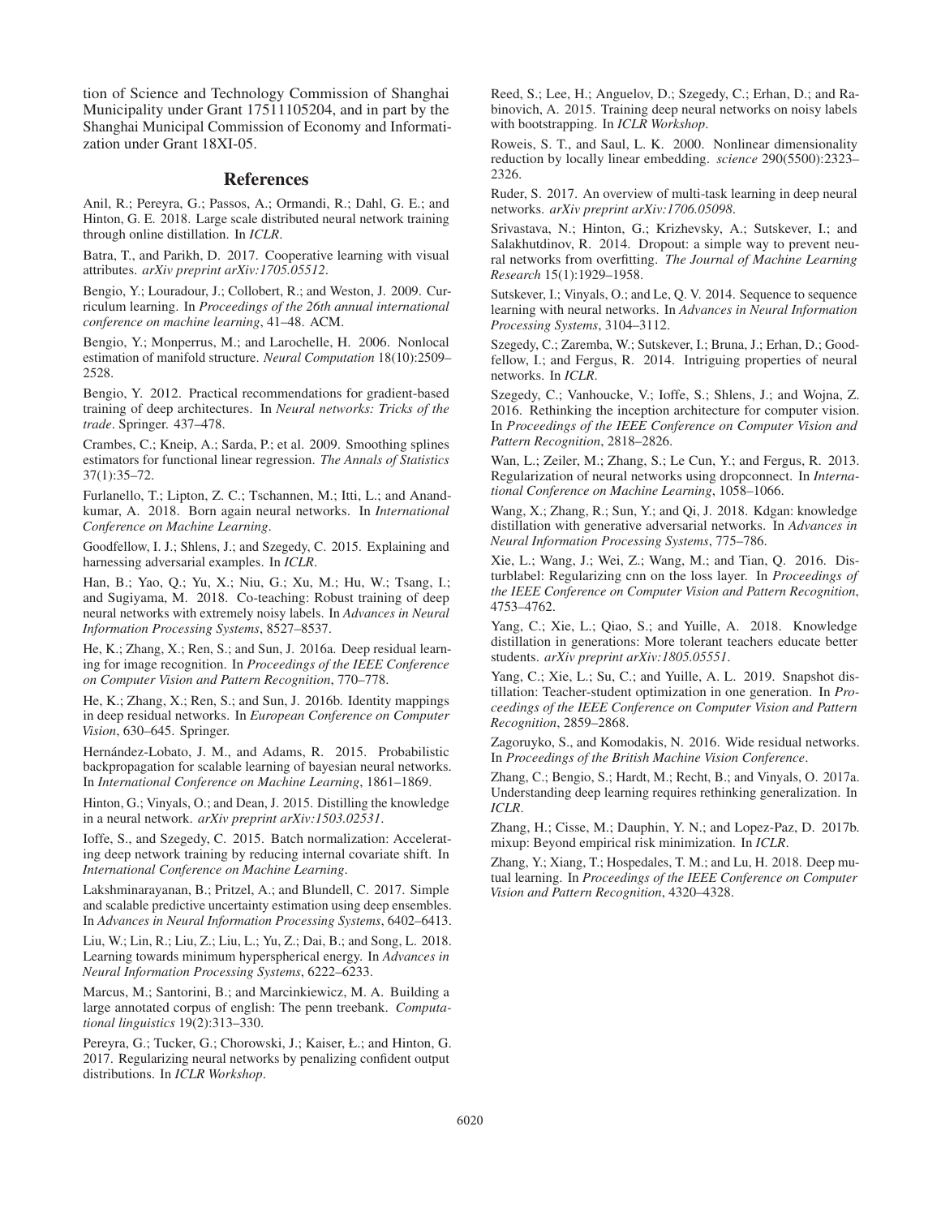tion of Science and Technology Commission of Shanghai Municipality under Grant 17511105204, and in part by the Shanghai Municipal Commission of Economy and Informatization under Grant 18XI-05.

## References

Anil, R.; Pereyra, G.; Passos, A.; Ormandi, R.; Dahl, G. E.; and Hinton, G. E. 2018. Large scale distributed neural network training through online distillation. In *ICLR*.

Batra, T., and Parikh, D. 2017. Cooperative learning with visual attributes. *arXiv preprint arXiv:1705.05512*.

Bengio, Y.; Louradour, J.; Collobert, R.; and Weston, J. 2009. Curriculum learning. In *Proceedings of the 26th annual international conference on machine learning*, 41–48. ACM.

Bengio, Y.; Monperrus, M.; and Larochelle, H. 2006. Nonlocal estimation of manifold structure. *Neural Computation* 18(10):2509–2528.

Bengio, Y. 2012. Practical recommendations for gradient-based training of deep architectures. In *Neural networks: Tricks of the trade*. Springer. 437–478.

Crambes, C.; Kneip, A.; Sarda, P.; et al. 2009. Smoothing splines estimators for functional linear regression. *The Annals of Statistics* 37(1):35–72.

Furlanello, T.; Lipton, Z. C.; Tschannen, M.; Itti, L.; and Anandkumar, A. 2018. Born again neural networks. In *International Conference on Machine Learning*.

Goodfellow, I. J.; Shlens, J.; and Szegedy, C. 2015. Explaining and harnessing adversarial examples. In *ICLR*.

Han, B.; Yao, Q.; Yu, X.; Niu, G.; Xu, M.; Hu, W.; Tsang, I.; and Sugiyama, M. 2018. Co-teaching: Robust training of deep neural networks with extremely noisy labels. In *Advances in Neural Information Processing Systems*, 8527–8537.

He, K.; Zhang, X.; Ren, S.; and Sun, J. 2016a. Deep residual learning for image recognition. In *Proceedings of the IEEE Conference on Computer Vision and Pattern Recognition*, 770–778.

He, K.; Zhang, X.; Ren, S.; and Sun, J. 2016b. Identity mappings in deep residual networks. In *European Conference on Computer Vision*, 630–645. Springer.

Hernández-Lobato, J. M., and Adams, R. 2015. Probabilistic backpropagation for scalable learning of bayesian neural networks. In *International Conference on Machine Learning*, 1861–1869.

Hinton, G.; Vinyals, O.; and Dean, J. 2015. Distilling the knowledge in a neural network. *arXiv preprint arXiv:1503.02531*.

Ioffe, S., and Szegedy, C. 2015. Batch normalization: Accelerating deep network training by reducing internal covariate shift. In *International Conference on Machine Learning*.

Lakshminarayanan, B.; Pritzel, A.; and Blundell, C. 2017. Simple and scalable predictive uncertainty estimation using deep ensembles. In *Advances in Neural Information Processing Systems*, 6402–6413.

Liu, W.; Lin, R.; Liu, Z.; Liu, L.; Yu, Z.; Dai, B.; and Song, L. 2018. Learning towards minimum hyperspherical energy. In *Advances in Neural Information Processing Systems*, 6222–6233.

Marcus, M.; Santorini, B.; and Marcinkiewicz, M. A. Building a large annotated corpus of english: The penn treebank. *Computational linguistics* 19(2):313–330.

Pereyra, G.; Tucker, G.; Chorowski, J.; Kaiser, Ł.; and Hinton, G. 2017. Regularizing neural networks by penalizing confident output distributions. In *ICLR Workshop*.

Reed, S.; Lee, H.; Anguelov, D.; Szegedy, C.; Erhan, D.; and Rabinovich, A. 2015. Training deep neural networks on noisy labels with bootstrapping. In *ICLR Workshop*.

Roweis, S. T., and Saul, L. K. 2000. Nonlinear dimensionality reduction by locally linear embedding. *science* 290(5500):2323–2326.

Ruder, S. 2017. An overview of multi-task learning in deep neural networks. *arXiv preprint arXiv:1706.05098*.

Srivastava, N.; Hinton, G.; Krizhevsky, A.; Sutskever, I.; and Salakhutdinov, R. 2014. Dropout: a simple way to prevent neural networks from overfitting. *The Journal of Machine Learning Research* 15(1):1929–1958.

Sutskever, I.; Vinyals, O.; and Le, Q. V. 2014. Sequence to sequence learning with neural networks. In *Advances in Neural Information Processing Systems*, 3104–3112.

Szegedy, C.; Zaremba, W.; Sutskever, I.; Bruna, J.; Erhan, D.; Goodfellow, I.; and Fergus, R. 2014. Intriguing properties of neural networks. In *ICLR*.

Szegedy, C.; Vanhoucke, V.; Ioffe, S.; Shlens, J.; and Wojna, Z. 2016. Rethinking the inception architecture for computer vision. In *Proceedings of the IEEE Conference on Computer Vision and Pattern Recognition*, 2818–2826.

Wan, L.; Zeiler, M.; Zhang, S.; Le Cun, Y.; and Fergus, R. 2013. Regularization of neural networks using dropconnect. In *International Conference on Machine Learning*, 1058–1066.

Wang, X.; Zhang, R.; Sun, Y.; and Qi, J. 2018. Kdgan: knowledge distillation with generative adversarial networks. In *Advances in Neural Information Processing Systems*, 775–786.

Xie, L.; Wang, J.; Wei, Z.; Wang, M.; and Tian, Q. 2016. Disturblabel: Regularizing cnn on the loss layer. In *Proceedings of the IEEE Conference on Computer Vision and Pattern Recognition*, 4753–4762.

Yang, C.; Xie, L.; Qiao, S.; and Yuille, A. 2018. Knowledge distillation in generations: More tolerant teachers educate better students. *arXiv preprint arXiv:1805.05551*.

Yang, C.; Xie, L.; Su, C.; and Yuille, A. L. 2019. Snapshot distillation: Teacher-student optimization in one generation. In *Proceedings of the IEEE Conference on Computer Vision and Pattern Recognition*, 2859–2868.

Zagoruyko, S., and Komodakis, N. 2016. Wide residual networks. In *Proceedings of the British Machine Vision Conference*.

Zhang, C.; Bengio, S.; Hardt, M.; Recht, B.; and Vinyals, O. 2017a. Understanding deep learning requires rethinking generalization. In *ICLR*.

Zhang, H.; Cisse, M.; Dauphin, Y. N.; and Lopez-Paz, D. 2017b. mixup: Beyond empirical risk minimization. In *ICLR*.

Zhang, Y.; Xiang, T.; Hospedales, T. M.; and Lu, H. 2018. Deep mutual learning. In *Proceedings of the IEEE Conference on Computer Vision and Pattern Recognition*, 4320–4328.